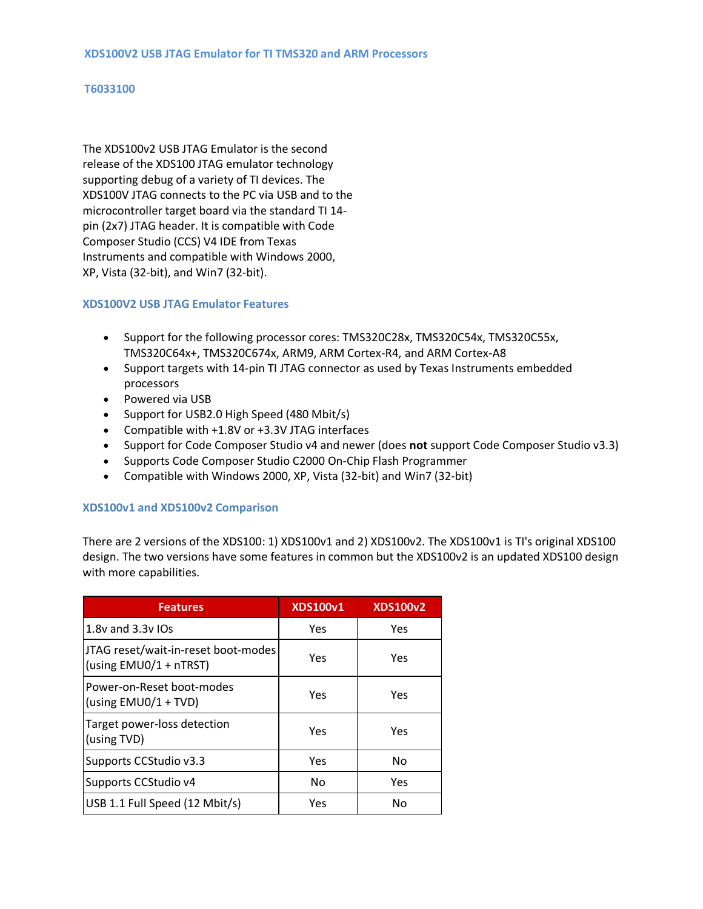# XDS100V2 USB JTAG Emulator for TI TMS320 and ARM Processors

**T6033100**

The XDS100v2 USB JTAG Emulator is the second release of the XDS100 JTAG emulator technology supporting debug of a variety of TI devices. The XDS100V JTAG connects to the PC via USB and to the microcontroller target board via the standard TI 14-pin (2x7) JTAG header. It is compatible with Code Composer Studio (CCS) V4 IDE from Texas Instruments and compatible with Windows 2000, XP, Vista (32-bit), and Win7 (32-bit).

## XDS100V2 USB JTAG Emulator Features

- Support for the following processor cores: TMS320C28x, TMS320C54x, TMS320C55x, TMS320C64x+, TMS320C674x, ARM9, ARM Cortex-R4, and ARM Cortex-A8
- Support targets with 14-pin TI JTAG connector as used by Texas Instruments embedded processors
- Powered via USB
- Support for USB2.0 High Speed (480 Mbit/s)
- Compatible with +1.8V or +3.3V JTAG interfaces
- Support for Code Composer Studio v4 and newer (does **not** support Code Composer Studio v3.3)
- Supports Code Composer Studio C2000 On-Chip Flash Programmer
- Compatible with Windows 2000, XP, Vista (32-bit) and Win7 (32-bit)

## XDS100v1 and XDS100v2 Comparison

There are 2 versions of the XDS100: 1) XDS100v1 and 2) XDS100v2. The XDS100v1 is TI's original XDS100 design. The two versions have some features in common but the XDS100v2 is an updated XDS100 design with more capabilities.

| Features | XDS100v1 | XDS100v2 |
|---|---|---|
| 1.8v and 3.3v IOs | Yes | Yes |
| JTAG reset/wait-in-reset boot-modes (using EMU0/1 + nTRST) | Yes | Yes |
| Power-on-Reset boot-modes (using EMU0/1 + TVD) | Yes | Yes |
| Target power-loss detection (using TVD) | Yes | Yes |
| Supports CCStudio v3.3 | Yes | No |
| Supports CCStudio v4 | No | Yes |
| USB 1.1 Full Speed (12 Mbit/s) | Yes | No |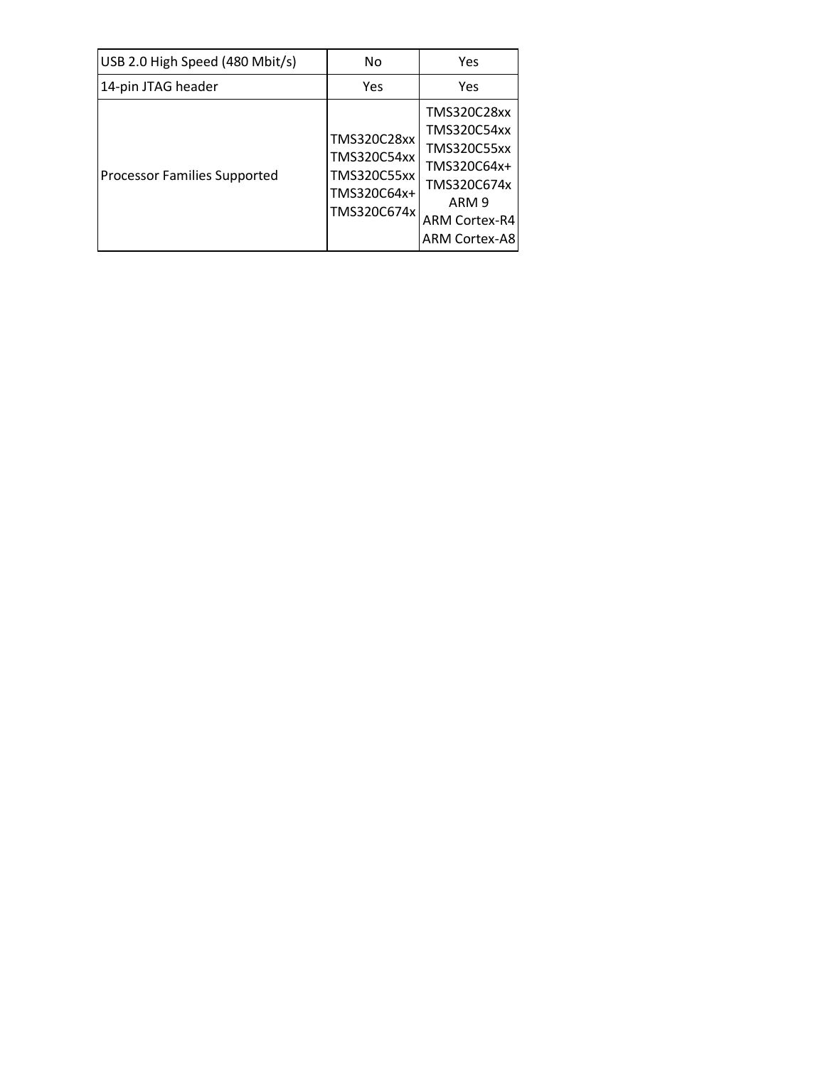| | | |
|---|---|---|
| USB 2.0 High Speed (480 Mbit/s) | No | Yes |
| 14-pin JTAG header | Yes | Yes |
| Processor Families Supported | TMS320C28xx<br>TMS320C54xx<br>TMS320C55xx<br>TMS320C64x+<br>TMS320C674x | TMS320C28xx<br>TMS320C54xx<br>TMS320C55xx<br>TMS320C64x+<br>TMS320C674x<br>ARM 9<br>ARM Cortex-R4<br>ARM Cortex-A8 |